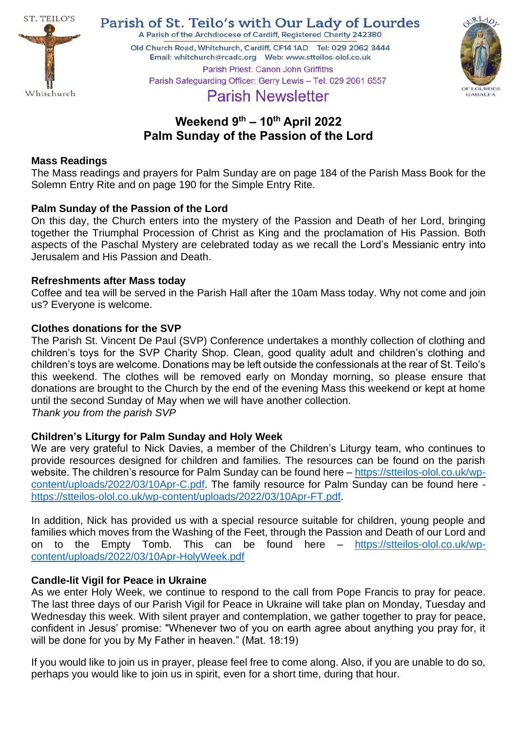ST. TEILO'S

Whitchurch

# Parish of St. Teilo's with Our Lady of Lourdes

A Parish of the Archdiocese of Cardiff, Registered Charity 242380

Old Church Road, Whitchurch, Cardiff, CF14 1AD Tel: 029 2062 3444

Email: whitchurch@rcadc.org Web: www.stteilos-olol.co.uk

Parish Priest: Canon John Griffiths

Parish Safeguarding Officer: Gerry Lewis – Tel: 029 2061 6557

OUR LADY OF LOURDES GABALFA

## Parish Newsletter

## Weekend 9th – 10th April 2022
## Palm Sunday of the Passion of the Lord

**Mass Readings**

The Mass readings and prayers for Palm Sunday are on page 184 of the Parish Mass Book for the Solemn Entry Rite and on page 190 for the Simple Entry Rite.

**Palm Sunday of the Passion of the Lord**

On this day, the Church enters into the mystery of the Passion and Death of her Lord, bringing together the Triumphal Procession of Christ as King and the proclamation of His Passion. Both aspects of the Paschal Mystery are celebrated today as we recall the Lord's Messianic entry into Jerusalem and His Passion and Death.

**Refreshments after Mass today**

Coffee and tea will be served in the Parish Hall after the 10am Mass today. Why not come and join us? Everyone is welcome.

**Clothes donations for the SVP**

The Parish St. Vincent De Paul (SVP) Conference undertakes a monthly collection of clothing and children's toys for the SVP Charity Shop. Clean, good quality adult and children's clothing and children's toys are welcome. Donations may be left outside the confessionals at the rear of St. Teilo's this weekend. The clothes will be removed early on Monday morning, so please ensure that donations are brought to the Church by the end of the evening Mass this weekend or kept at home until the second Sunday of May when we will have another collection.

*Thank you from the parish SVP*

**Children's Liturgy for Palm Sunday and Holy Week**

We are very grateful to Nick Davies, a member of the Children's Liturgy team, who continues to provide resources designed for children and families. The resources can be found on the parish website. The children's resource for Palm Sunday can be found here – https://stteilos-olol.co.uk/wp-content/uploads/2022/03/10Apr-C.pdf. The family resource for Palm Sunday can be found here - https://stteilos-olol.co.uk/wp-content/uploads/2022/03/10Apr-FT.pdf.

In addition, Nick has provided us with a special resource suitable for children, young people and families which moves from the Washing of the Feet, through the Passion and Death of our Lord and on to the Empty Tomb. This can be found here – https://stteilos-olol.co.uk/wp-content/uploads/2022/03/10Apr-HolyWeek.pdf

**Candle-lit Vigil for Peace in Ukraine**

As we enter Holy Week, we continue to respond to the call from Pope Francis to pray for peace. The last three days of our Parish Vigil for Peace in Ukraine will take plan on Monday, Tuesday and Wednesday this week. With silent prayer and contemplation, we gather together to pray for peace, confident in Jesus' promise: "Whenever two of you on earth agree about anything you pray for, it will be done for you by My Father in heaven." (Mat. 18:19)

If you would like to join us in prayer, please feel free to come along. Also, if you are unable to do so, perhaps you would like to join us in spirit, even for a short time, during that hour.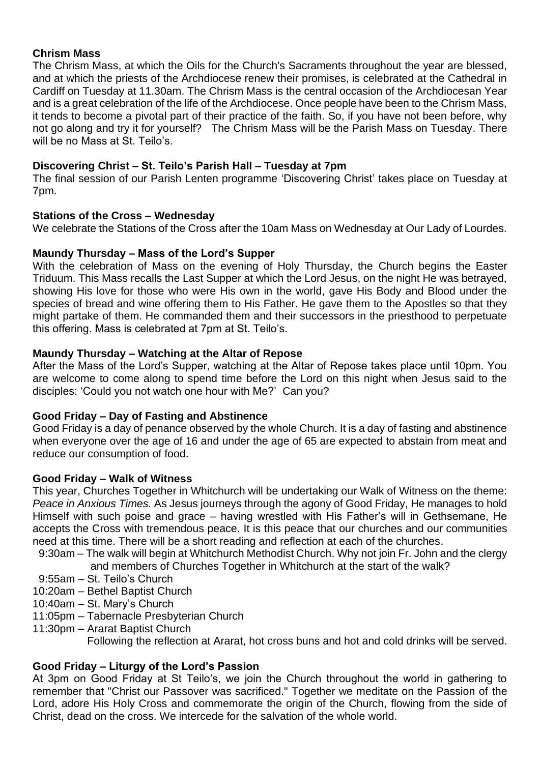**Chrism Mass**

The Chrism Mass, at which the Oils for the Church's Sacraments throughout the year are blessed, and at which the priests of the Archdiocese renew their promises, is celebrated at the Cathedral in Cardiff on Tuesday at 11.30am. The Chrism Mass is the central occasion of the Archdiocesan Year and is a great celebration of the life of the Archdiocese. Once people have been to the Chrism Mass, it tends to become a pivotal part of their practice of the faith. So, if you have not been before, why not go along and try it for yourself? The Chrism Mass will be the Parish Mass on Tuesday. There will be no Mass at St. Teilo's.

**Discovering Christ – St. Teilo's Parish Hall – Tuesday at 7pm**

The final session of our Parish Lenten programme 'Discovering Christ' takes place on Tuesday at 7pm.

**Stations of the Cross – Wednesday**

We celebrate the Stations of the Cross after the 10am Mass on Wednesday at Our Lady of Lourdes.

**Maundy Thursday – Mass of the Lord's Supper**

With the celebration of Mass on the evening of Holy Thursday, the Church begins the Easter Triduum. This Mass recalls the Last Supper at which the Lord Jesus, on the night He was betrayed, showing His love for those who were His own in the world, gave His Body and Blood under the species of bread and wine offering them to His Father. He gave them to the Apostles so that they might partake of them. He commanded them and their successors in the priesthood to perpetuate this offering. Mass is celebrated at 7pm at St. Teilo's.

**Maundy Thursday – Watching at the Altar of Repose**

After the Mass of the Lord's Supper, watching at the Altar of Repose takes place until 10pm. You are welcome to come along to spend time before the Lord on this night when Jesus said to the disciples: 'Could you not watch one hour with Me?' Can you?

**Good Friday – Day of Fasting and Abstinence**

Good Friday is a day of penance observed by the whole Church. It is a day of fasting and abstinence when everyone over the age of 16 and under the age of 65 are expected to abstain from meat and reduce our consumption of food.

**Good Friday – Walk of Witness**

This year, Churches Together in Whitchurch will be undertaking our Walk of Witness on the theme: *Peace in Anxious Times.* As Jesus journeys through the agony of Good Friday, He manages to hold Himself with such poise and grace – having wrestled with His Father's will in Gethsemane, He accepts the Cross with tremendous peace. It is this peace that our churches and our communities need at this time. There will be a short reading and reflection at each of the churches.

- 9:30am – The walk will begin at Whitchurch Methodist Church. Why not join Fr. John and the clergy and members of Churches Together in Whitchurch at the start of the walk?
- 9:55am – St. Teilo's Church
- 10:20am – Bethel Baptist Church
- 10:40am – St. Mary's Church
- 11:05pm – Tabernacle Presbyterian Church
- 11:30pm – Ararat Baptist Church
  Following the reflection at Ararat, hot cross buns and hot and cold drinks will be served.

**Good Friday – Liturgy of the Lord's Passion**

At 3pm on Good Friday at St Teilo's, we join the Church throughout the world in gathering to remember that "Christ our Passover was sacrificed." Together we meditate on the Passion of the Lord, adore His Holy Cross and commemorate the origin of the Church, flowing from the side of Christ, dead on the cross. We intercede for the salvation of the whole world.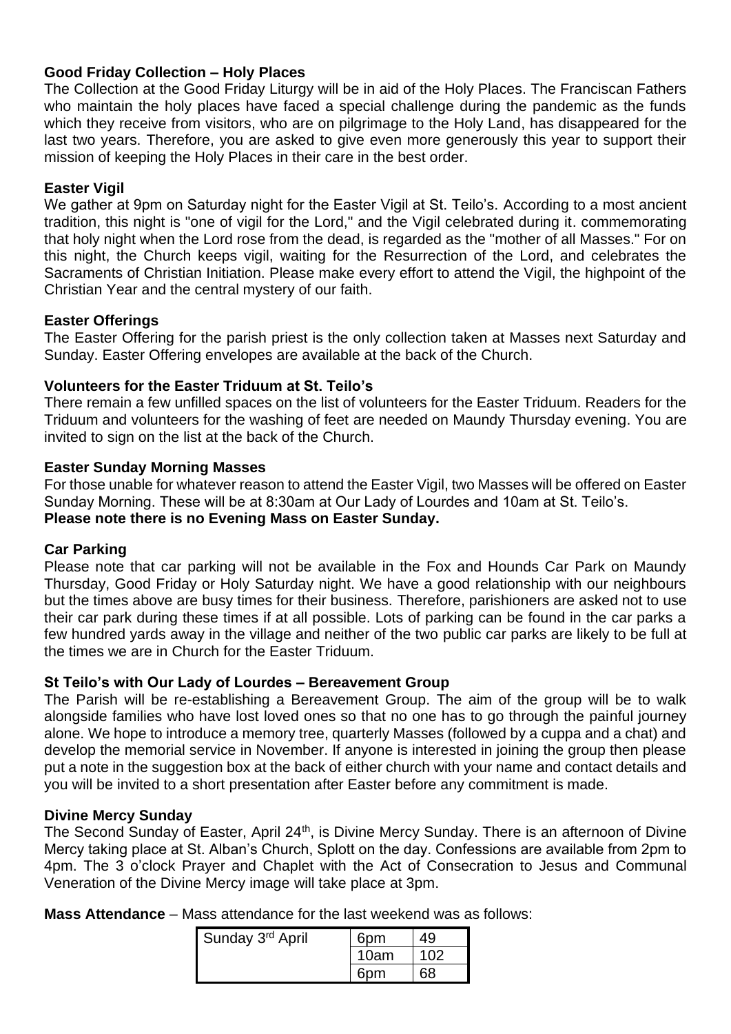**Good Friday Collection – Holy Places**

The Collection at the Good Friday Liturgy will be in aid of the Holy Places. The Franciscan Fathers who maintain the holy places have faced a special challenge during the pandemic as the funds which they receive from visitors, who are on pilgrimage to the Holy Land, has disappeared for the last two years. Therefore, you are asked to give even more generously this year to support their mission of keeping the Holy Places in their care in the best order.

**Easter Vigil**

We gather at 9pm on Saturday night for the Easter Vigil at St. Teilo's. According to a most ancient tradition, this night is "one of vigil for the Lord," and the Vigil celebrated during it. commemorating that holy night when the Lord rose from the dead, is regarded as the "mother of all Masses." For on this night, the Church keeps vigil, waiting for the Resurrection of the Lord, and celebrates the Sacraments of Christian Initiation. Please make every effort to attend the Vigil, the highpoint of the Christian Year and the central mystery of our faith.

**Easter Offerings**

The Easter Offering for the parish priest is the only collection taken at Masses next Saturday and Sunday. Easter Offering envelopes are available at the back of the Church.

**Volunteers for the Easter Triduum at St. Teilo's**

There remain a few unfilled spaces on the list of volunteers for the Easter Triduum. Readers for the Triduum and volunteers for the washing of feet are needed on Maundy Thursday evening. You are invited to sign on the list at the back of the Church.

**Easter Sunday Morning Masses**

For those unable for whatever reason to attend the Easter Vigil, two Masses will be offered on Easter Sunday Morning. These will be at 8:30am at Our Lady of Lourdes and 10am at St. Teilo's.
**Please note there is no Evening Mass on Easter Sunday.**

**Car Parking**

Please note that car parking will not be available in the Fox and Hounds Car Park on Maundy Thursday, Good Friday or Holy Saturday night. We have a good relationship with our neighbours but the times above are busy times for their business. Therefore, parishioners are asked not to use their car park during these times if at all possible. Lots of parking can be found in the car parks a few hundred yards away in the village and neither of the two public car parks are likely to be full at the times we are in Church for the Easter Triduum.

**St Teilo's with Our Lady of Lourdes – Bereavement Group**

The Parish will be re-establishing a Bereavement Group. The aim of the group will be to walk alongside families who have lost loved ones so that no one has to go through the painful journey alone. We hope to introduce a memory tree, quarterly Masses (followed by a cuppa and a chat) and develop the memorial service in November. If anyone is interested in joining the group then please put a note in the suggestion box at the back of either church with your name and contact details and you will be invited to a short presentation after Easter before any commitment is made.

**Divine Mercy Sunday**

The Second Sunday of Easter, April 24th, is Divine Mercy Sunday. There is an afternoon of Divine Mercy taking place at St. Alban's Church, Splott on the day. Confessions are available from 2pm to 4pm. The 3 o'clock Prayer and Chaplet with the Act of Consecration to Jesus and Communal Veneration of the Divine Mercy image will take place at 3pm.

**Mass Attendance** – Mass attendance for the last weekend was as follows:

| Sunday 3rd April | 6pm | 49 |
|---|---|---|
| | 10am | 102 |
| | 6pm | 68 |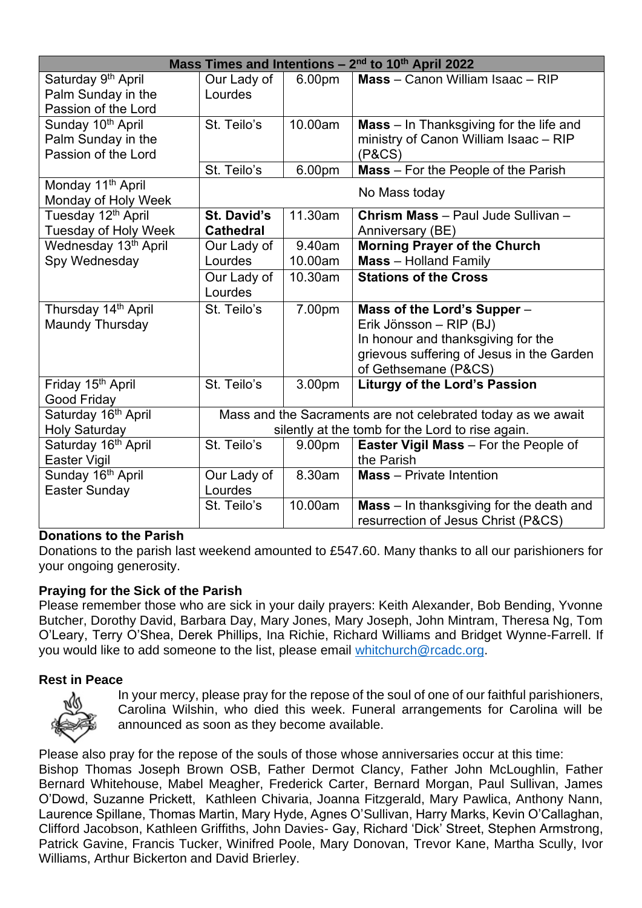| Mass Times and Intentions – 2nd to 10th April 2022 | | | |
|---|---|---|---|
| Saturday 9th April Palm Sunday in the Passion of the Lord | Our Lady of Lourdes | 6.00pm | **Mass** – Canon William Isaac – RIP |
| Sunday 10th April Palm Sunday in the Passion of the Lord | St. Teilo's | 10.00am | **Mass** – In Thanksgiving for the life and ministry of Canon William Isaac – RIP (P&CS) |
| | St. Teilo's | 6.00pm | **Mass** – For the People of the Parish |
| Monday 11th April Monday of Holy Week | No Mass today | | |
| Tuesday 12th April Tuesday of Holy Week | **St. David's Cathedral** | 11.30am | **Chrism Mass** – Paul Jude Sullivan – Anniversary (BE) |
| Wednesday 13th April Spy Wednesday | Our Lady of Lourdes | 9.40am 10.00am | **Morning Prayer of the Church** **Mass** – Holland Family |
| | Our Lady of Lourdes | 10.30am | **Stations of the Cross** |
| Thursday 14th April Maundy Thursday | St. Teilo's | 7.00pm | **Mass of the Lord's Supper** – Erik Jönsson – RIP (BJ) In honour and thanksgiving for the grievous suffering of Jesus in the Garden of Gethsemane (P&CS) |
| Friday 15th April Good Friday | St. Teilo's | 3.00pm | **Liturgy of the Lord's Passion** |
| Saturday 16th April Holy Saturday | Mass and the Sacraments are not celebrated today as we await silently at the tomb for the Lord to rise again. | | |
| Saturday 16th April Easter Vigil | St. Teilo's | 9.00pm | **Easter Vigil Mass** – For the People of the Parish |
| Sunday 16th April Easter Sunday | Our Lady of Lourdes | 8.30am | **Mass** – Private Intention |
| | St. Teilo's | 10.00am | **Mass** – In thanksgiving for the death and resurrection of Jesus Christ (P&CS) |

**Donations to the Parish**

Donations to the parish last weekend amounted to £547.60. Many thanks to all our parishioners for your ongoing generosity.

**Praying for the Sick of the Parish**

Please remember those who are sick in your daily prayers: Keith Alexander, Bob Bending, Yvonne Butcher, Dorothy David, Barbara Day, Mary Jones, Mary Joseph, John Mintram, Theresa Ng, Tom O'Leary, Terry O'Shea, Derek Phillips, Ina Richie, Richard Williams and Bridget Wynne-Farrell. If you would like to add someone to the list, please email whitchurch@rcadc.org.

**Rest in Peace**

In your mercy, please pray for the repose of the soul of one of our faithful parishioners, Carolina Wilshin, who died this week. Funeral arrangements for Carolina will be announced as soon as they become available.

Please also pray for the repose of the souls of those whose anniversaries occur at this time: Bishop Thomas Joseph Brown OSB, Father Dermot Clancy, Father John McLoughlin, Father Bernard Whitehouse, Mabel Meagher, Frederick Carter, Bernard Morgan, Paul Sullivan, James O'Dowd, Suzanne Prickett, Kathleen Chivaria, Joanna Fitzgerald, Mary Pawlica, Anthony Nann, Laurence Spillane, Thomas Martin, Mary Hyde, Agnes O'Sullivan, Harry Marks, Kevin O'Callaghan, Clifford Jacobson, Kathleen Griffiths, John Davies- Gay, Richard 'Dick' Street, Stephen Armstrong, Patrick Gavine, Francis Tucker, Winifred Poole, Mary Donovan, Trevor Kane, Martha Scully, Ivor Williams, Arthur Bickerton and David Brierley.